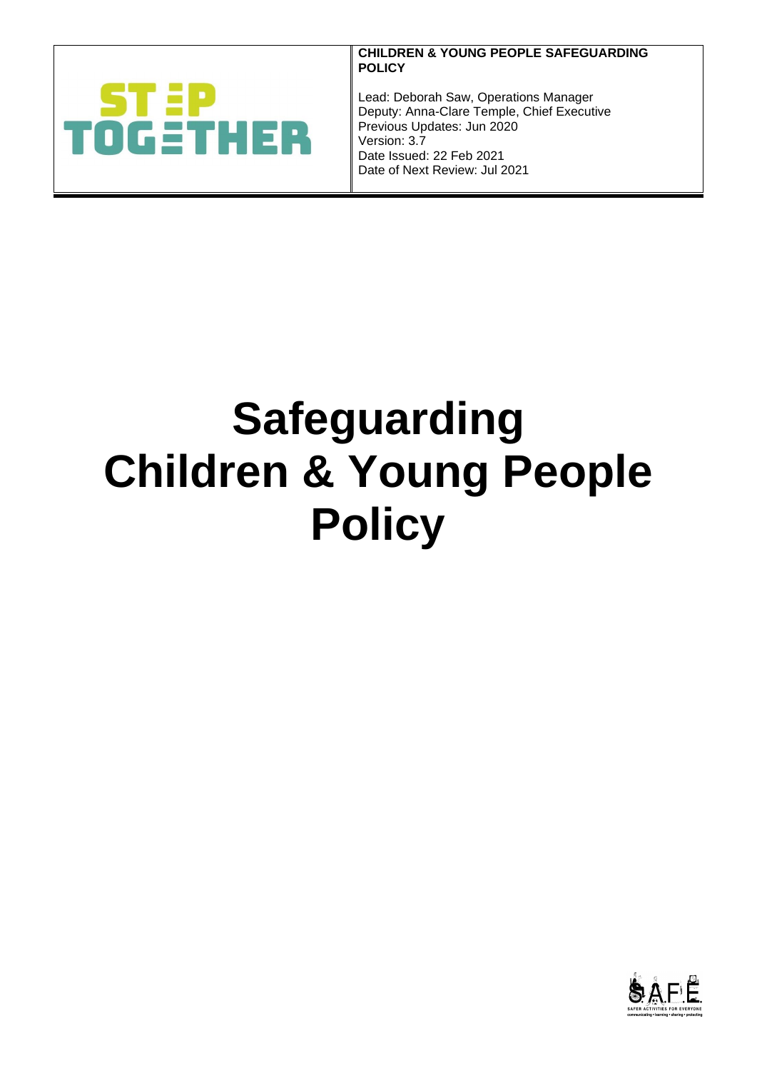| STEP TOGETHER | **CHILDREN & YOUNG PEOPLE SAFEGUARDING POLICY**<br><br>Lead: Deborah Saw, Operations Manager<br>Deputy: Anna-Clare Temple, Chief Executive<br>Previous Updates: Jun 2020<br>Version: 3.7<br>Date Issued: 22 Feb 2021<br>Date of Next Review: Jul 2021 |
| --- | --- |

# Safeguarding Children & Young People Policy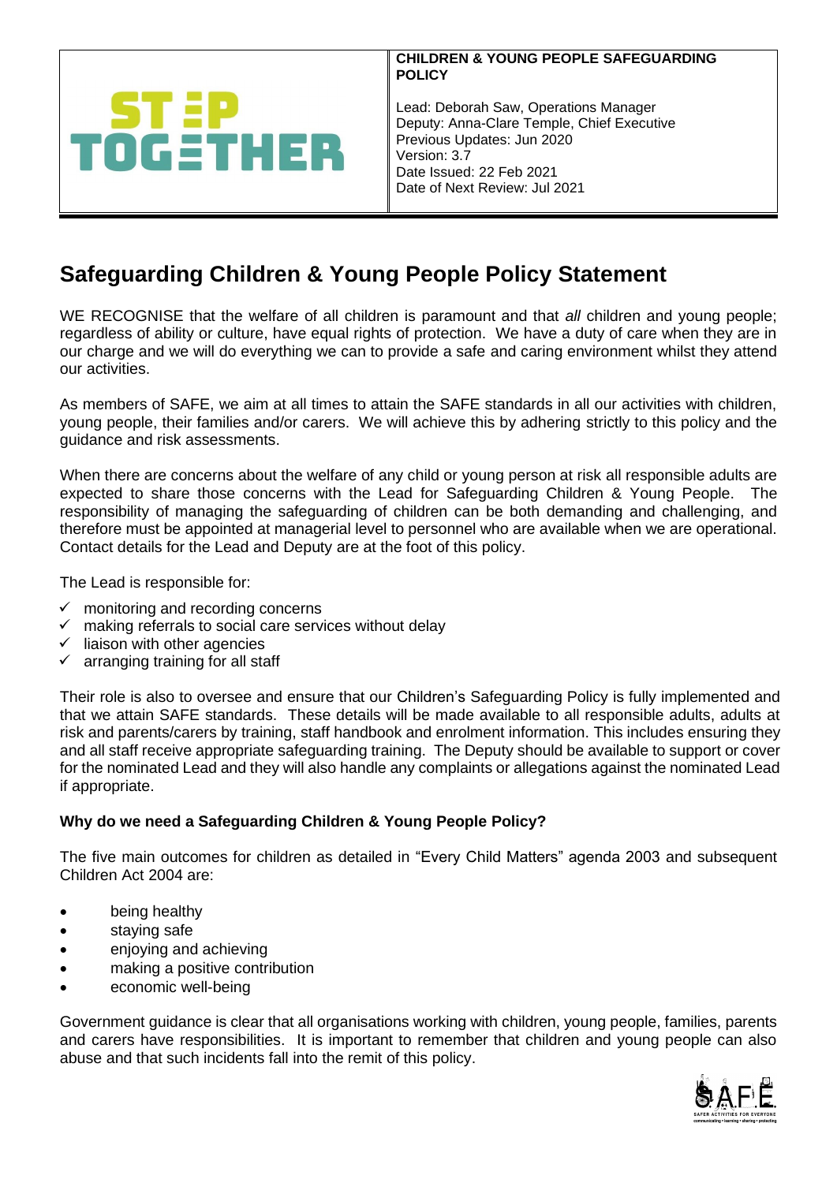| STEP TOGETHER | **CHILDREN & YOUNG PEOPLE SAFEGUARDING POLICY**<br><br>Lead: Deborah Saw, Operations Manager<br>Deputy: Anna-Clare Temple, Chief Executive<br>Previous Updates: Jun 2020<br>Version: 3.7<br>Date Issued: 22 Feb 2021<br>Date of Next Review: Jul 2021 |
|---|---|

# Safeguarding Children & Young People Policy Statement

WE RECOGNISE that the welfare of all children is paramount and that *all* children and young people; regardless of ability or culture, have equal rights of protection. We have a duty of care when they are in our charge and we will do everything we can to provide a safe and caring environment whilst they attend our activities.

As members of SAFE, we aim at all times to attain the SAFE standards in all our activities with children, young people, their families and/or carers. We will achieve this by adhering strictly to this policy and the guidance and risk assessments.

When there are concerns about the welfare of any child or young person at risk all responsible adults are expected to share those concerns with the Lead for Safeguarding Children & Young People. The responsibility of managing the safeguarding of children can be both demanding and challenging, and therefore must be appointed at managerial level to personnel who are available when we are operational. Contact details for the Lead and Deputy are at the foot of this policy.

The Lead is responsible for:

- ✓ monitoring and recording concerns
- ✓ making referrals to social care services without delay
- ✓ liaison with other agencies
- ✓ arranging training for all staff

Their role is also to oversee and ensure that our Children's Safeguarding Policy is fully implemented and that we attain SAFE standards. These details will be made available to all responsible adults, adults at risk and parents/carers by training, staff handbook and enrolment information. This includes ensuring they and all staff receive appropriate safeguarding training. The Deputy should be available to support or cover for the nominated Lead and they will also handle any complaints or allegations against the nominated Lead if appropriate.

**Why do we need a Safeguarding Children & Young People Policy?**

The five main outcomes for children as detailed in "Every Child Matters" agenda 2003 and subsequent Children Act 2004 are:

- being healthy
- staying safe
- enjoying and achieving
- making a positive contribution
- economic well-being

Government guidance is clear that all organisations working with children, young people, families, parents and carers have responsibilities. It is important to remember that children and young people can also abuse and that such incidents fall into the remit of this policy.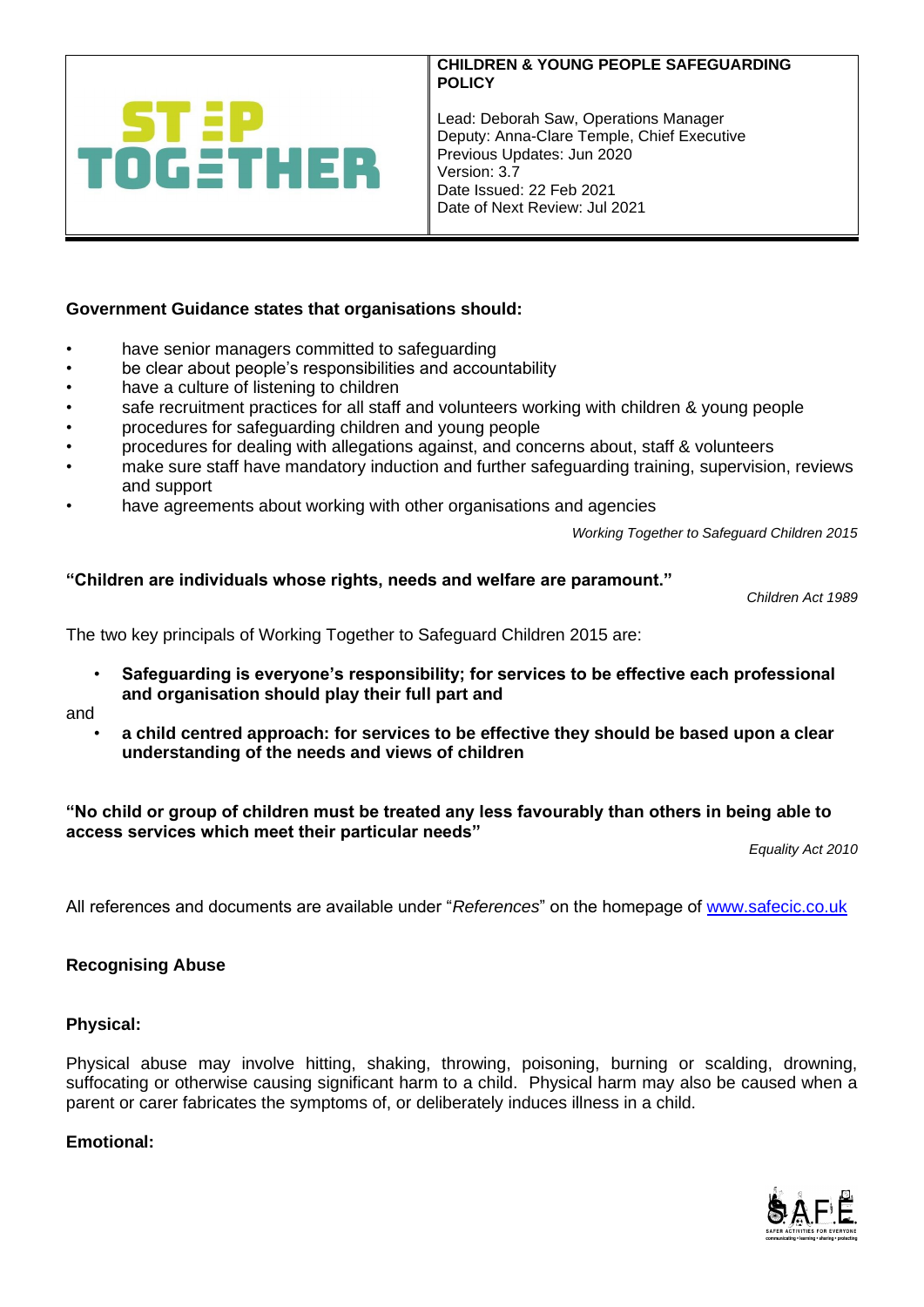| STEP TOGETHER | **CHILDREN & YOUNG PEOPLE SAFEGUARDING POLICY**<br><br>Lead: Deborah Saw, Operations Manager<br>Deputy: Anna-Clare Temple, Chief Executive<br>Previous Updates: Jun 2020<br>Version: 3.7<br>Date Issued: 22 Feb 2021<br>Date of Next Review: Jul 2021 |
|---|---|

**Government Guidance states that organisations should:**

- have senior managers committed to safeguarding
- be clear about people's responsibilities and accountability
- have a culture of listening to children
- safe recruitment practices for all staff and volunteers working with children & young people
- procedures for safeguarding children and young people
- procedures for dealing with allegations against, and concerns about, staff & volunteers
- make sure staff have mandatory induction and further safeguarding training, supervision, reviews and support
- have agreements about working with other organisations and agencies

*Working Together to Safeguard Children 2015*

**"Children are individuals whose rights, needs and welfare are paramount."**

*Children Act 1989*

The two key principals of Working Together to Safeguard Children 2015 are:

- **Safeguarding is everyone's responsibility; for services to be effective each professional and organisation should play their full part and**

and

- **a child centred approach: for services to be effective they should be based upon a clear understanding of the needs and views of children**

**"No child or group of children must be treated any less favourably than others in being able to access services which meet their particular needs"**

*Equality Act 2010*

All references and documents are available under "*References*" on the homepage of [www.safecic.co.uk](http://www.safecic.co.uk)

**Recognising Abuse**

**Physical:**

Physical abuse may involve hitting, shaking, throwing, poisoning, burning or scalding, drowning, suffocating or otherwise causing significant harm to a child. Physical harm may also be caused when a parent or carer fabricates the symptoms of, or deliberately induces illness in a child.

**Emotional:**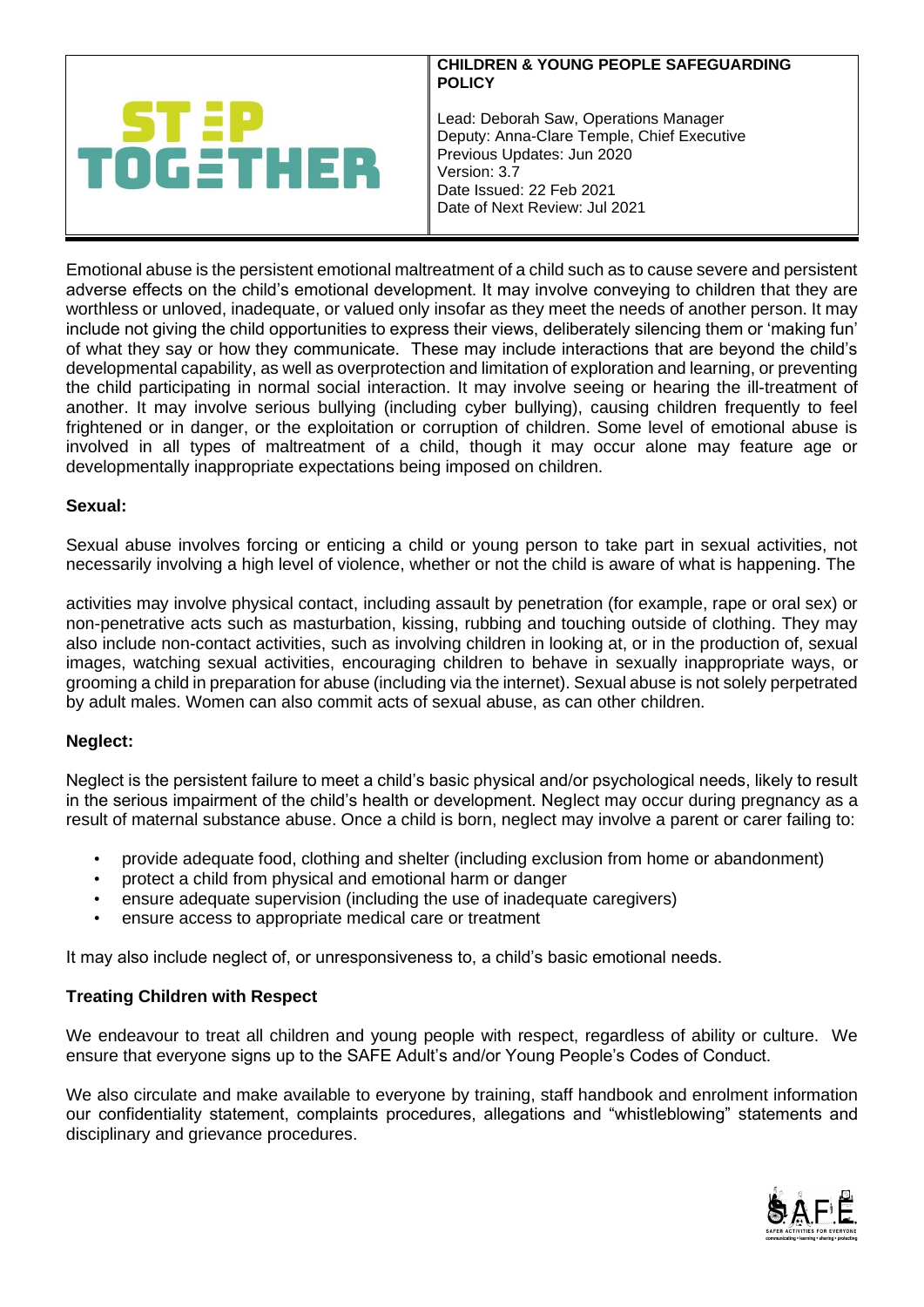Emotional abuse is the persistent emotional maltreatment of a child such as to cause severe and persistent adverse effects on the child's emotional development. It may involve conveying to children that they are worthless or unloved, inadequate, or valued only insofar as they meet the needs of another person. It may include not giving the child opportunities to express their views, deliberately silencing them or 'making fun' of what they say or how they communicate. These may include interactions that are beyond the child's developmental capability, as well as overprotection and limitation of exploration and learning, or preventing the child participating in normal social interaction. It may involve seeing or hearing the ill-treatment of another. It may involve serious bullying (including cyber bullying), causing children frequently to feel frightened or in danger, or the exploitation or corruption of children. Some level of emotional abuse is involved in all types of maltreatment of a child, though it may occur alone may feature age or developmentally inappropriate expectations being imposed on children.

**Sexual:**

Sexual abuse involves forcing or enticing a child or young person to take part in sexual activities, not necessarily involving a high level of violence, whether or not the child is aware of what is happening. The activities may involve physical contact, including assault by penetration (for example, rape or oral sex) or non-penetrative acts such as masturbation, kissing, rubbing and touching outside of clothing. They may also include non-contact activities, such as involving children in looking at, or in the production of, sexual images, watching sexual activities, encouraging children to behave in sexually inappropriate ways, or grooming a child in preparation for abuse (including via the internet). Sexual abuse is not solely perpetrated by adult males. Women can also commit acts of sexual abuse, as can other children.

**Neglect:**

Neglect is the persistent failure to meet a child's basic physical and/or psychological needs, likely to result in the serious impairment of the child's health or development. Neglect may occur during pregnancy as a result of maternal substance abuse. Once a child is born, neglect may involve a parent or carer failing to:

- provide adequate food, clothing and shelter (including exclusion from home or abandonment)
- protect a child from physical and emotional harm or danger
- ensure adequate supervision (including the use of inadequate caregivers)
- ensure access to appropriate medical care or treatment

It may also include neglect of, or unresponsiveness to, a child's basic emotional needs.

**Treating Children with Respect**

We endeavour to treat all children and young people with respect, regardless of ability or culture. We ensure that everyone signs up to the SAFE Adult's and/or Young People's Codes of Conduct.

We also circulate and make available to everyone by training, staff handbook and enrolment information our confidentiality statement, complaints procedures, allegations and "whistleblowing" statements and disciplinary and grievance procedures.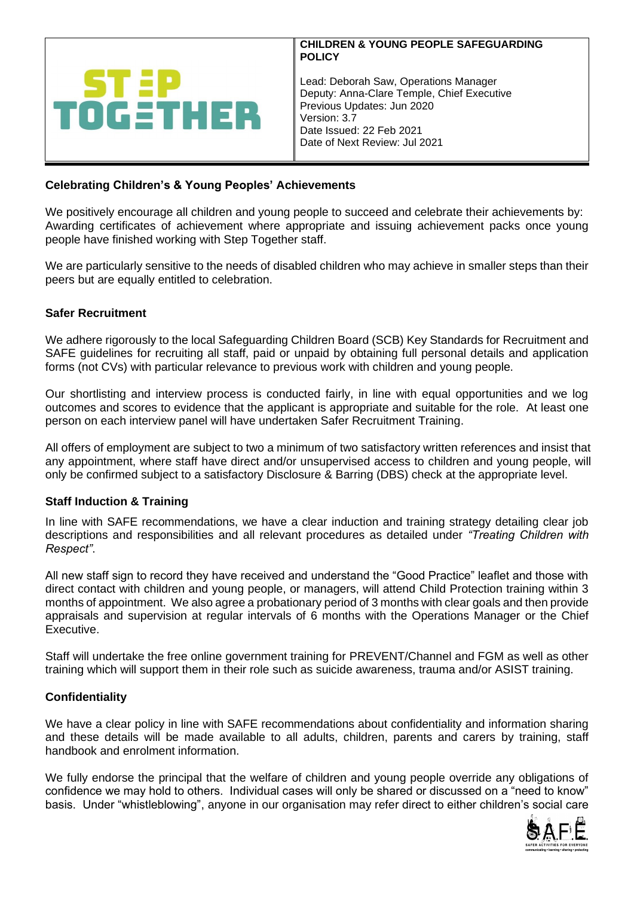| STEP TOGETHER | **CHILDREN & YOUNG PEOPLE SAFEGUARDING POLICY**<br><br>Lead: Deborah Saw, Operations Manager<br>Deputy: Anna-Clare Temple, Chief Executive<br>Previous Updates: Jun 2020<br>Version: 3.7<br>Date Issued: 22 Feb 2021<br>Date of Next Review: Jul 2021 |
|---|---|

**Celebrating Children's & Young Peoples' Achievements**

We positively encourage all children and young people to succeed and celebrate their achievements by: Awarding certificates of achievement where appropriate and issuing achievement packs once young people have finished working with Step Together staff.

We are particularly sensitive to the needs of disabled children who may achieve in smaller steps than their peers but are equally entitled to celebration.

**Safer Recruitment**

We adhere rigorously to the local Safeguarding Children Board (SCB) Key Standards for Recruitment and SAFE guidelines for recruiting all staff, paid or unpaid by obtaining full personal details and application forms (not CVs) with particular relevance to previous work with children and young people.

Our shortlisting and interview process is conducted fairly, in line with equal opportunities and we log outcomes and scores to evidence that the applicant is appropriate and suitable for the role. At least one person on each interview panel will have undertaken Safer Recruitment Training.

All offers of employment are subject to two a minimum of two satisfactory written references and insist that any appointment, where staff have direct and/or unsupervised access to children and young people, will only be confirmed subject to a satisfactory Disclosure & Barring (DBS) check at the appropriate level.

**Staff Induction & Training**

In line with SAFE recommendations, we have a clear induction and training strategy detailing clear job descriptions and responsibilities and all relevant procedures as detailed under *"Treating Children with Respect"*.

All new staff sign to record they have received and understand the "Good Practice" leaflet and those with direct contact with children and young people, or managers, will attend Child Protection training within 3 months of appointment. We also agree a probationary period of 3 months with clear goals and then provide appraisals and supervision at regular intervals of 6 months with the Operations Manager or the Chief Executive.

Staff will undertake the free online government training for PREVENT/Channel and FGM as well as other training which will support them in their role such as suicide awareness, trauma and/or ASIST training.

**Confidentiality**

We have a clear policy in line with SAFE recommendations about confidentiality and information sharing and these details will be made available to all adults, children, parents and carers by training, staff handbook and enrolment information.

We fully endorse the principal that the welfare of children and young people override any obligations of confidence we may hold to others. Individual cases will only be shared or discussed on a "need to know" basis. Under "whistleblowing", anyone in our organisation may refer direct to either children's social care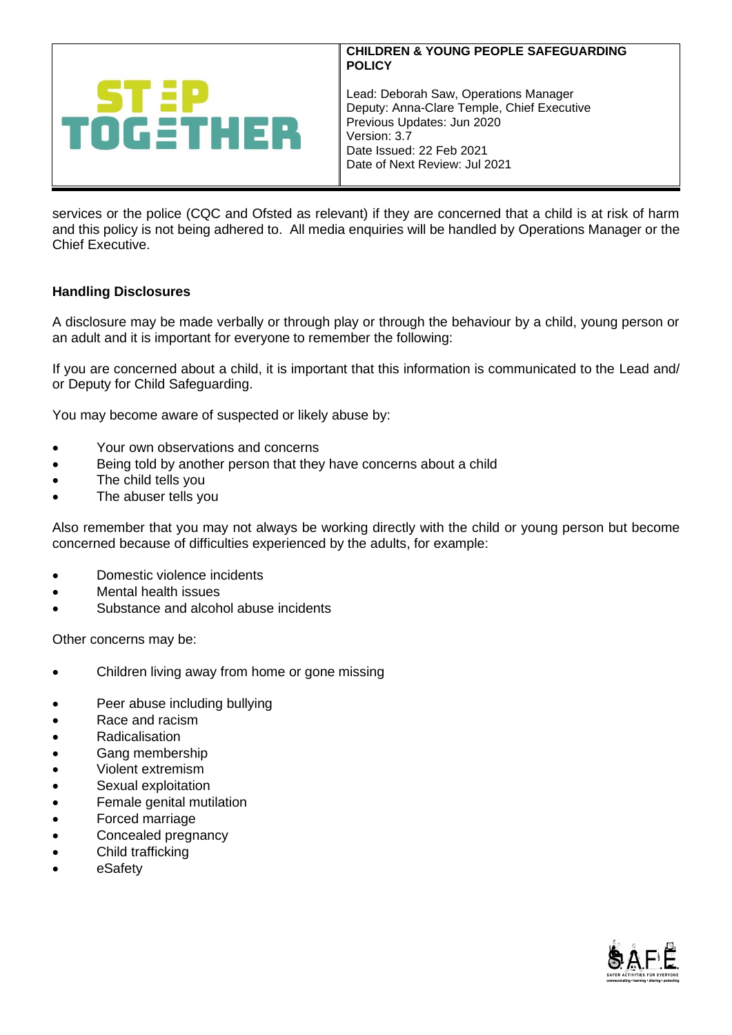services or the police (CQC and Ofsted as relevant) if they are concerned that a child is at risk of harm and this policy is not being adhered to. All media enquiries will be handled by Operations Manager or the Chief Executive.

**Handling Disclosures**

A disclosure may be made verbally or through play or through the behaviour by a child, young person or an adult and it is important for everyone to remember the following:

If you are concerned about a child, it is important that this information is communicated to the Lead and/ or Deputy for Child Safeguarding.

You may become aware of suspected or likely abuse by:

- Your own observations and concerns
- Being told by another person that they have concerns about a child
- The child tells you
- The abuser tells you

Also remember that you may not always be working directly with the child or young person but become concerned because of difficulties experienced by the adults, for example:

- Domestic violence incidents
- Mental health issues
- Substance and alcohol abuse incidents

Other concerns may be:

- Children living away from home or gone missing
- Peer abuse including bullying
- Race and racism
- Radicalisation
- Gang membership
- Violent extremism
- Sexual exploitation
- Female genital mutilation
- Forced marriage
- Concealed pregnancy
- Child trafficking
- eSafety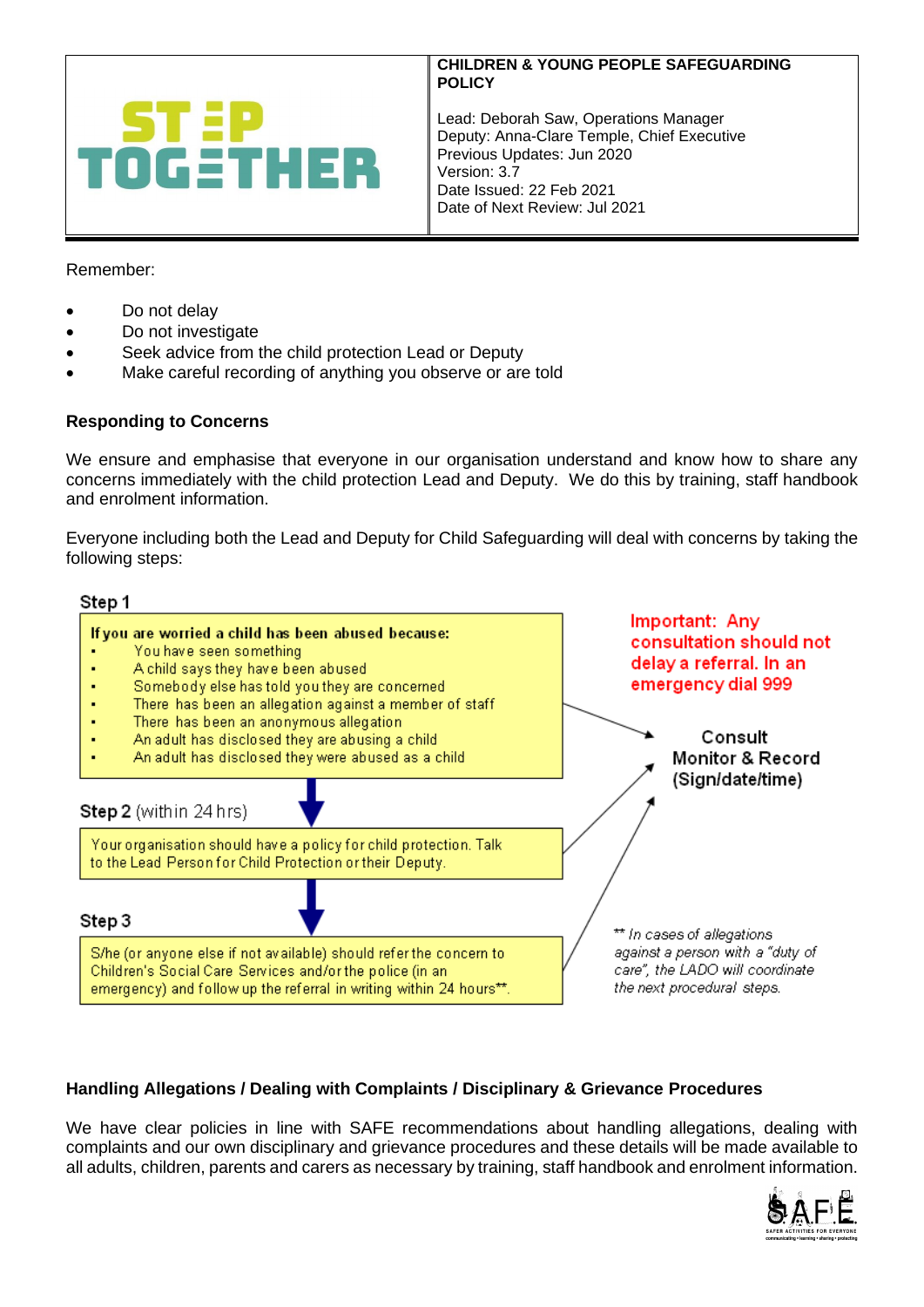| | CHILDREN & YOUNG PEOPLE SAFEGUARDING POLICY |
|---|---|
| STEP TOGETHER | Lead: Deborah Saw, Operations Manager<br>Deputy: Anna-Clare Temple, Chief Executive<br>Previous Updates: Jun 2020<br>Version: 3.7<br>Date Issued: 22 Feb 2021<br>Date of Next Review: Jul 2021 |

Remember:

- Do not delay
- Do not investigate
- Seek advice from the child protection Lead or Deputy
- Make careful recording of anything you observe or are told

**Responding to Concerns**

We ensure and emphasise that everyone in our organisation understand and know how to share any concerns immediately with the child protection Lead and Deputy. We do this by training, staff handbook and enrolment information.

Everyone including both the Lead and Deputy for Child Safeguarding will deal with concerns by taking the following steps:

**Step 1**

**If you are worried a child has been abused because:**

- You have seen something
- A child says they have been abused
- Somebody else has told you they are concerned
- There has been an allegation against a member of staff
- There has been an anonymous allegation
- An adult has disclosed they are abusing a child
- An adult has disclosed they were abused as a child

**Step 2** (within 24 hrs)

Your organisation should have a policy for child protection. Talk to the Lead Person for Child Protection or their Deputy.

**Step 3**

S/he (or anyone else if not available) should refer the concern to Children's Social Care Services and/or the police (in an emergency) and follow up the referral in writing within 24 hours**.

**Important: Any consultation should not delay a referral. In an emergency dial 999**

Consult
Monitor & Record
(Sign/date/time)

*** In cases of allegations against a person with a "duty of care", the LADO will coordinate the next procedural steps.*

**Handling Allegations / Dealing with Complaints / Disciplinary & Grievance Procedures**

We have clear policies in line with SAFE recommendations about handling allegations, dealing with complaints and our own disciplinary and grievance procedures and these details will be made available to all adults, children, parents and carers as necessary by training, staff handbook and enrolment information.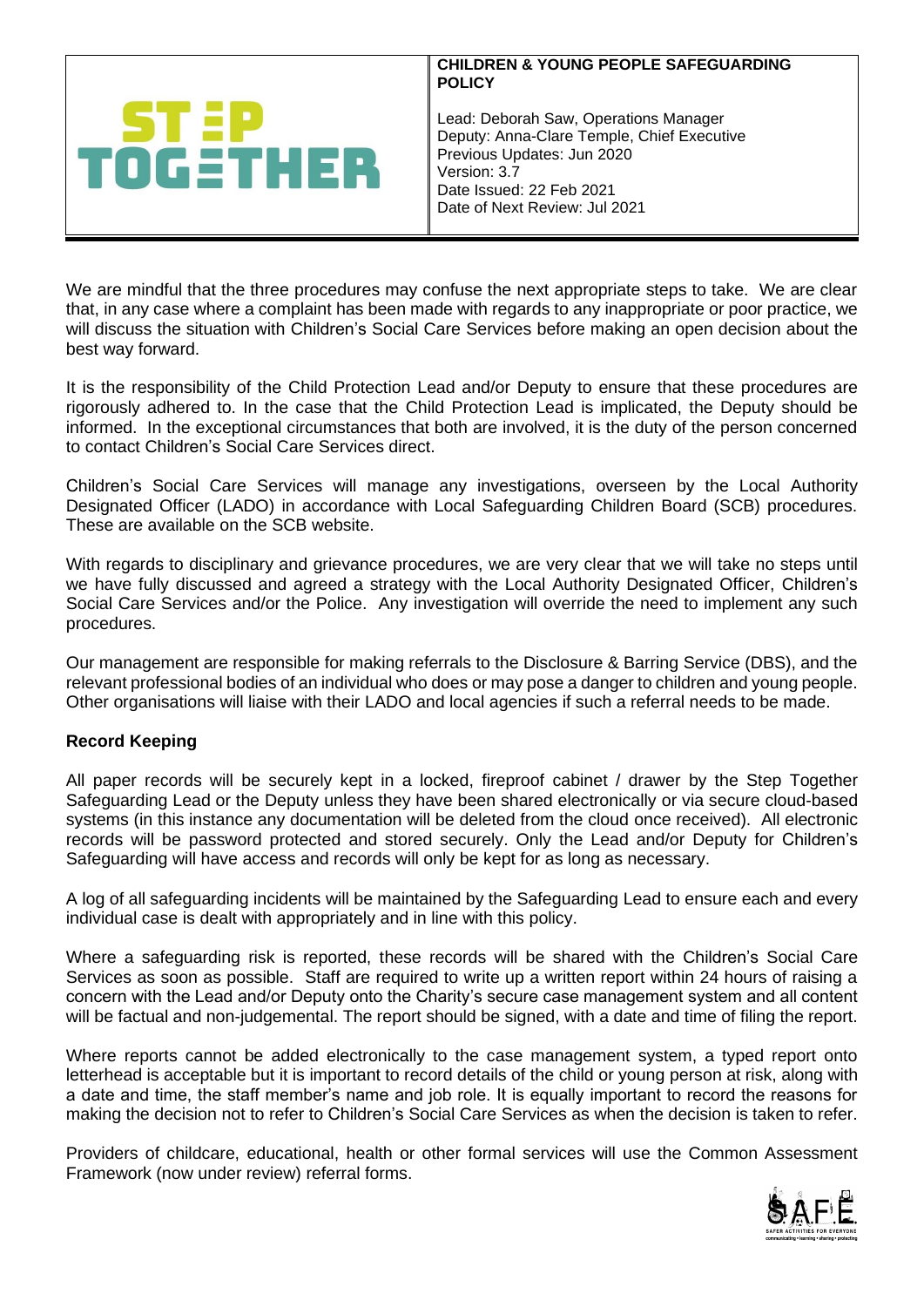We are mindful that the three procedures may confuse the next appropriate steps to take. We are clear that, in any case where a complaint has been made with regards to any inappropriate or poor practice, we will discuss the situation with Children's Social Care Services before making an open decision about the best way forward.

It is the responsibility of the Child Protection Lead and/or Deputy to ensure that these procedures are rigorously adhered to. In the case that the Child Protection Lead is implicated, the Deputy should be informed. In the exceptional circumstances that both are involved, it is the duty of the person concerned to contact Children's Social Care Services direct.

Children's Social Care Services will manage any investigations, overseen by the Local Authority Designated Officer (LADO) in accordance with Local Safeguarding Children Board (SCB) procedures. These are available on the SCB website.

With regards to disciplinary and grievance procedures, we are very clear that we will take no steps until we have fully discussed and agreed a strategy with the Local Authority Designated Officer, Children's Social Care Services and/or the Police. Any investigation will override the need to implement any such procedures.

Our management are responsible for making referrals to the Disclosure & Barring Service (DBS), and the relevant professional bodies of an individual who does or may pose a danger to children and young people. Other organisations will liaise with their LADO and local agencies if such a referral needs to be made.

**Record Keeping**

All paper records will be securely kept in a locked, fireproof cabinet / drawer by the Step Together Safeguarding Lead or the Deputy unless they have been shared electronically or via secure cloud-based systems (in this instance any documentation will be deleted from the cloud once received). All electronic records will be password protected and stored securely. Only the Lead and/or Deputy for Children's Safeguarding will have access and records will only be kept for as long as necessary.

A log of all safeguarding incidents will be maintained by the Safeguarding Lead to ensure each and every individual case is dealt with appropriately and in line with this policy.

Where a safeguarding risk is reported, these records will be shared with the Children's Social Care Services as soon as possible. Staff are required to write up a written report within 24 hours of raising a concern with the Lead and/or Deputy onto the Charity's secure case management system and all content will be factual and non-judgemental. The report should be signed, with a date and time of filing the report.

Where reports cannot be added electronically to the case management system, a typed report onto letterhead is acceptable but it is important to record details of the child or young person at risk, along with a date and time, the staff member's name and job role. It is equally important to record the reasons for making the decision not to refer to Children's Social Care Services as when the decision is taken to refer.

Providers of childcare, educational, health or other formal services will use the Common Assessment Framework (now under review) referral forms.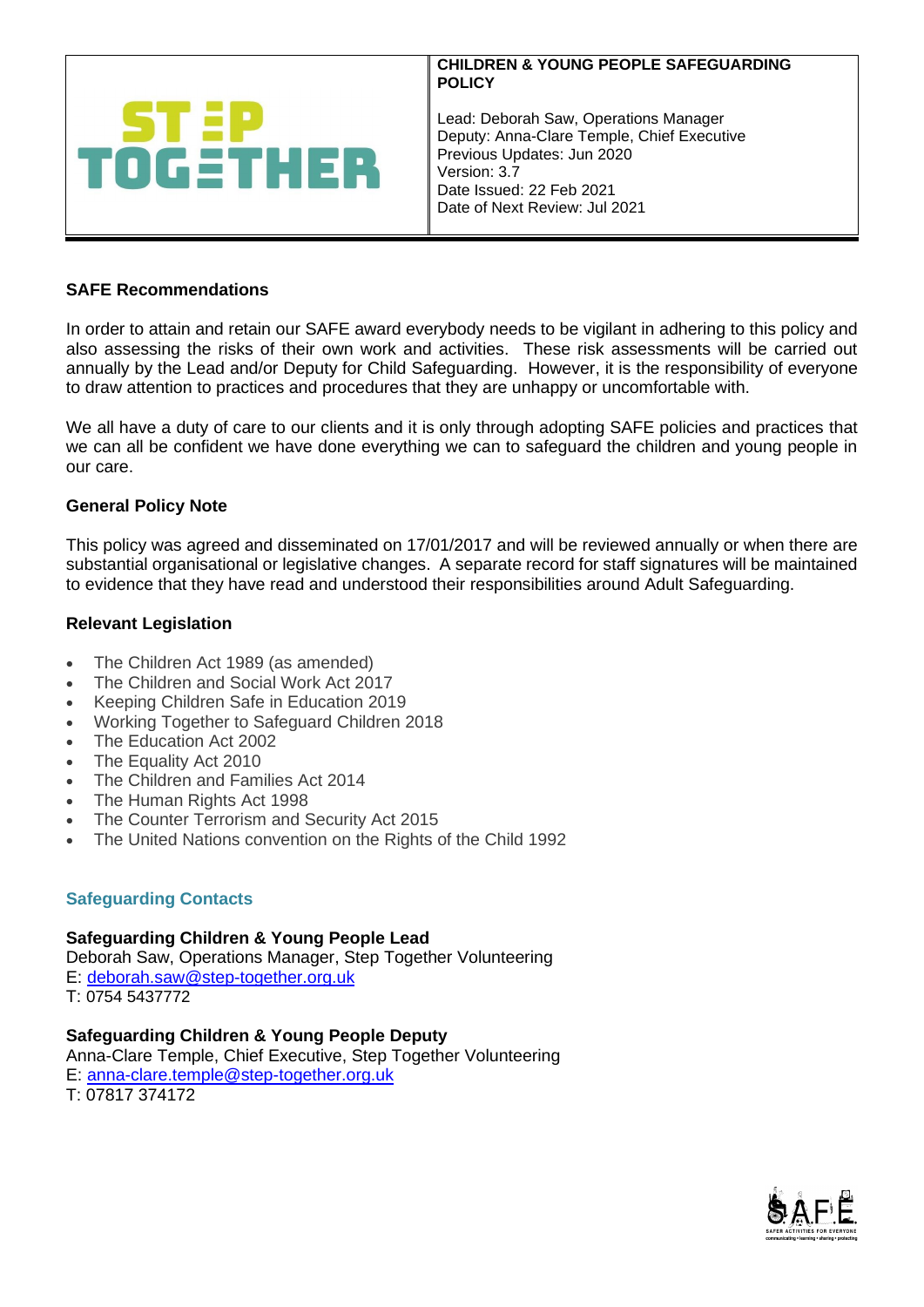| STEP TOGETHER | **CHILDREN & YOUNG PEOPLE SAFEGUARDING POLICY**<br><br>Lead: Deborah Saw, Operations Manager<br>Deputy: Anna-Clare Temple, Chief Executive<br>Previous Updates: Jun 2020<br>Version: 3.7<br>Date Issued: 22 Feb 2021<br>Date of Next Review: Jul 2021 |
|---|---|

**SAFE Recommendations**

In order to attain and retain our SAFE award everybody needs to be vigilant in adhering to this policy and also assessing the risks of their own work and activities. These risk assessments will be carried out annually by the Lead and/or Deputy for Child Safeguarding. However, it is the responsibility of everyone to draw attention to practices and procedures that they are unhappy or uncomfortable with.

We all have a duty of care to our clients and it is only through adopting SAFE policies and practices that we can all be confident we have done everything we can to safeguard the children and young people in our care.

**General Policy Note**

This policy was agreed and disseminated on 17/01/2017 and will be reviewed annually or when there are substantial organisational or legislative changes. A separate record for staff signatures will be maintained to evidence that they have read and understood their responsibilities around Adult Safeguarding.

**Relevant Legislation**

- The Children Act 1989 (as amended)
- The Children and Social Work Act 2017
- Keeping Children Safe in Education 2019
- Working Together to Safeguard Children 2018
- The Education Act 2002
- The Equality Act 2010
- The Children and Families Act 2014
- The Human Rights Act 1998
- The Counter Terrorism and Security Act 2015
- The United Nations convention on the Rights of the Child 1992

## Safeguarding Contacts

**Safeguarding Children & Young People Lead**
Deborah Saw, Operations Manager, Step Together Volunteering
E: deborah.saw@step-together.org.uk
T: 0754 5437772

**Safeguarding Children & Young People Deputy**
Anna-Clare Temple, Chief Executive, Step Together Volunteering
E: anna-clare.temple@step-together.org.uk
T: 07817 374172

SAFE
SAFER ACTIVITIES FOR EVERYONE
communicating • learning • sharing • protecting